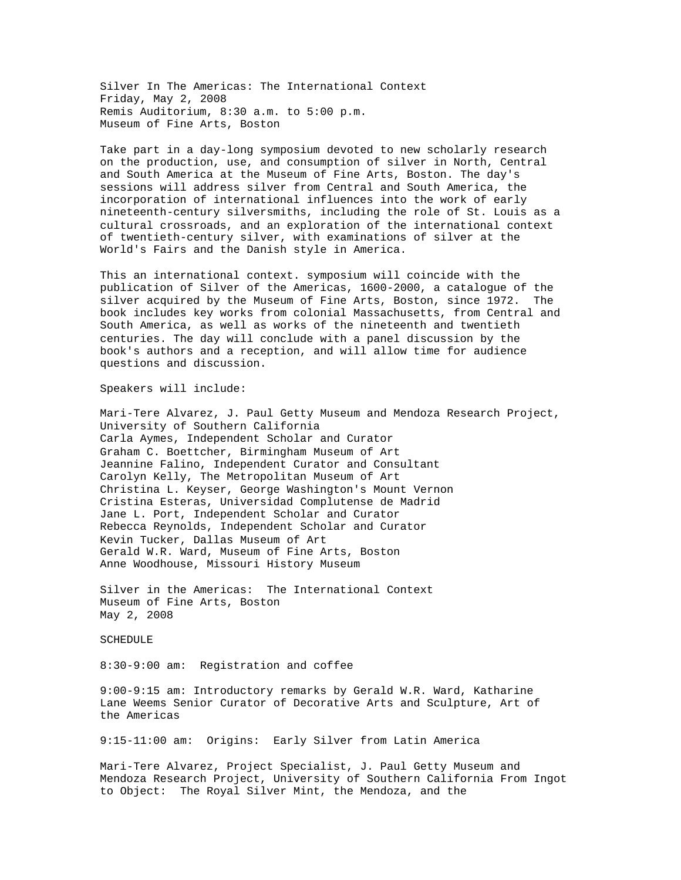Silver In The Americas: The International Context
Friday, May 2, 2008
Remis Auditorium, 8:30 a.m. to 5:00 p.m.
Museum of Fine Arts, Boston

Take part in a day-long symposium devoted to new scholarly research on the production, use, and consumption of silver in North, Central and South America at the Museum of Fine Arts, Boston. The day's sessions will address silver from Central and South America, the incorporation of international influences into the work of early nineteenth-century silversmiths, including the role of St. Louis as a cultural crossroads, and an exploration of the international context of twentieth-century silver, with examinations of silver at the World's Fairs and the Danish style in America.

This an international context. symposium will coincide with the publication of Silver of the Americas, 1600-2000, a catalogue of the silver acquired by the Museum of Fine Arts, Boston, since 1972. The book includes key works from colonial Massachusetts, from Central and South America, as well as works of the nineteenth and twentieth centuries. The day will conclude with a panel discussion by the book's authors and a reception, and will allow time for audience questions and discussion.

Speakers will include:

Mari-Tere Alvarez, J. Paul Getty Museum and Mendoza Research Project, University of Southern California
Carla Aymes, Independent Scholar and Curator
Graham C. Boettcher, Birmingham Museum of Art
Jeannine Falino, Independent Curator and Consultant
Carolyn Kelly, The Metropolitan Museum of Art
Christina L. Keyser, George Washington's Mount Vernon
Cristina Esteras, Universidad Complutense de Madrid
Jane L. Port, Independent Scholar and Curator
Rebecca Reynolds, Independent Scholar and Curator
Kevin Tucker, Dallas Museum of Art
Gerald W.R. Ward, Museum of Fine Arts, Boston
Anne Woodhouse, Missouri History Museum

Silver in the Americas: The International Context
Museum of Fine Arts, Boston
May 2, 2008

SCHEDULE

8:30-9:00 am: Registration and coffee

9:00-9:15 am: Introductory remarks by Gerald W.R. Ward, Katharine Lane Weems Senior Curator of Decorative Arts and Sculpture, Art of the Americas

9:15-11:00 am: Origins: Early Silver from Latin America

Mari-Tere Alvarez, Project Specialist, J. Paul Getty Museum and Mendoza Research Project, University of Southern California From Ingot to Object: The Royal Silver Mint, the Mendoza, and the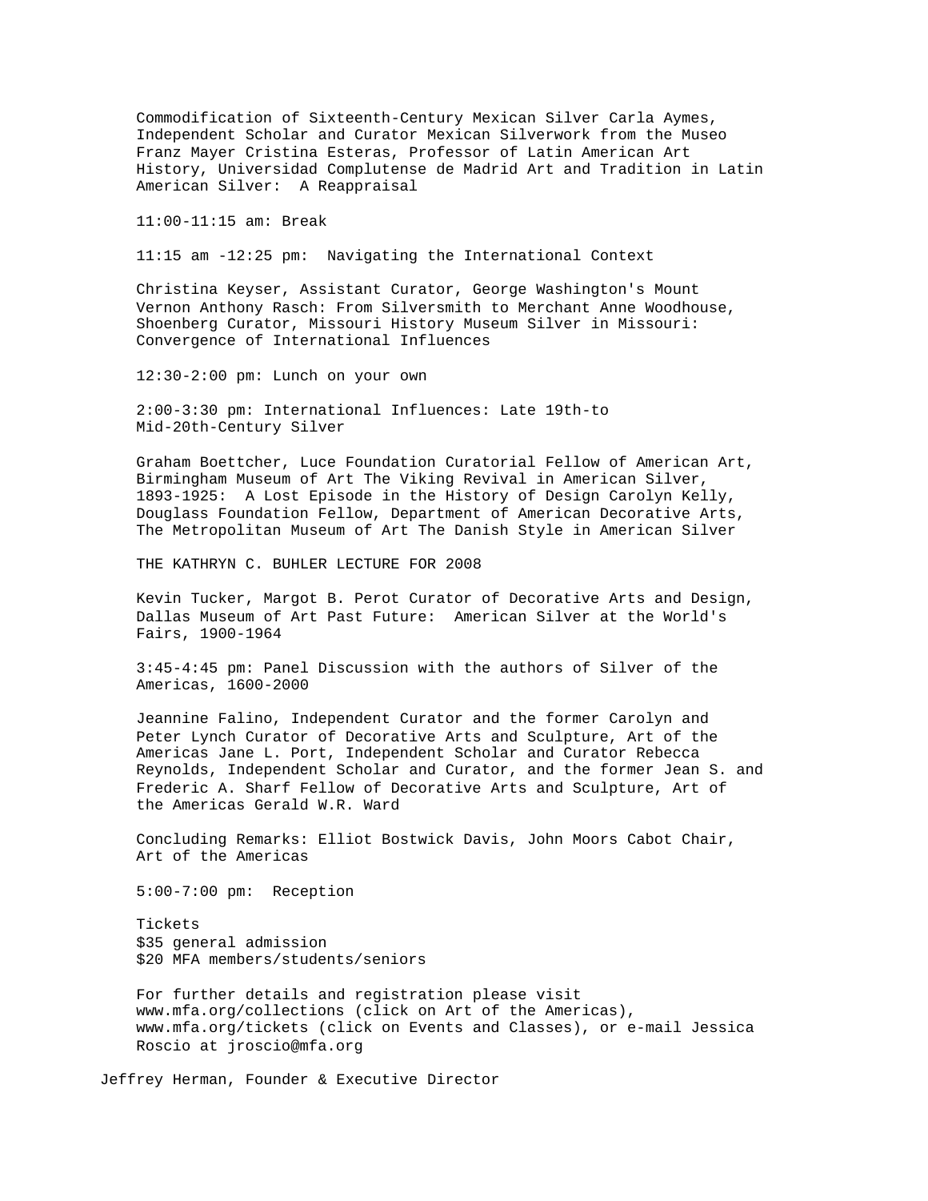Commodification of Sixteenth-Century Mexican Silver Carla Aymes, Independent Scholar and Curator Mexican Silverwork from the Museo Franz Mayer Cristina Esteras, Professor of Latin American Art History, Universidad Complutense de Madrid Art and Tradition in Latin American Silver:  A Reappraisal

11:00-11:15 am: Break

11:15 am -12:25 pm:  Navigating the International Context

Christina Keyser, Assistant Curator, George Washington's Mount Vernon Anthony Rasch: From Silversmith to Merchant Anne Woodhouse, Shoenberg Curator, Missouri History Museum Silver in Missouri: Convergence of International Influences

12:30-2:00 pm: Lunch on your own

2:00-3:30 pm: International Influences: Late 19th-to Mid-20th-Century Silver

Graham Boettcher, Luce Foundation Curatorial Fellow of American Art, Birmingham Museum of Art The Viking Revival in American Silver, 1893-1925:  A Lost Episode in the History of Design Carolyn Kelly, Douglass Foundation Fellow, Department of American Decorative Arts, The Metropolitan Museum of Art The Danish Style in American Silver

THE KATHRYN C. BUHLER LECTURE FOR 2008

Kevin Tucker, Margot B. Perot Curator of Decorative Arts and Design, Dallas Museum of Art Past Future:  American Silver at the World's Fairs, 1900-1964

3:45-4:45 pm: Panel Discussion with the authors of Silver of the Americas, 1600-2000

Jeannine Falino, Independent Curator and the former Carolyn and Peter Lynch Curator of Decorative Arts and Sculpture, Art of the Americas Jane L. Port, Independent Scholar and Curator Rebecca Reynolds, Independent Scholar and Curator, and the former Jean S. and Frederic A. Sharf Fellow of Decorative Arts and Sculpture, Art of the Americas Gerald W.R. Ward

Concluding Remarks: Elliot Bostwick Davis, John Moors Cabot Chair, Art of the Americas

5:00-7:00 pm:  Reception

Tickets
$35 general admission
$20 MFA members/students/seniors

For further details and registration please visit www.mfa.org/collections (click on Art of the Americas), www.mfa.org/tickets (click on Events and Classes), or e-mail Jessica Roscio at jroscio@mfa.org

Jeffrey Herman, Founder & Executive Director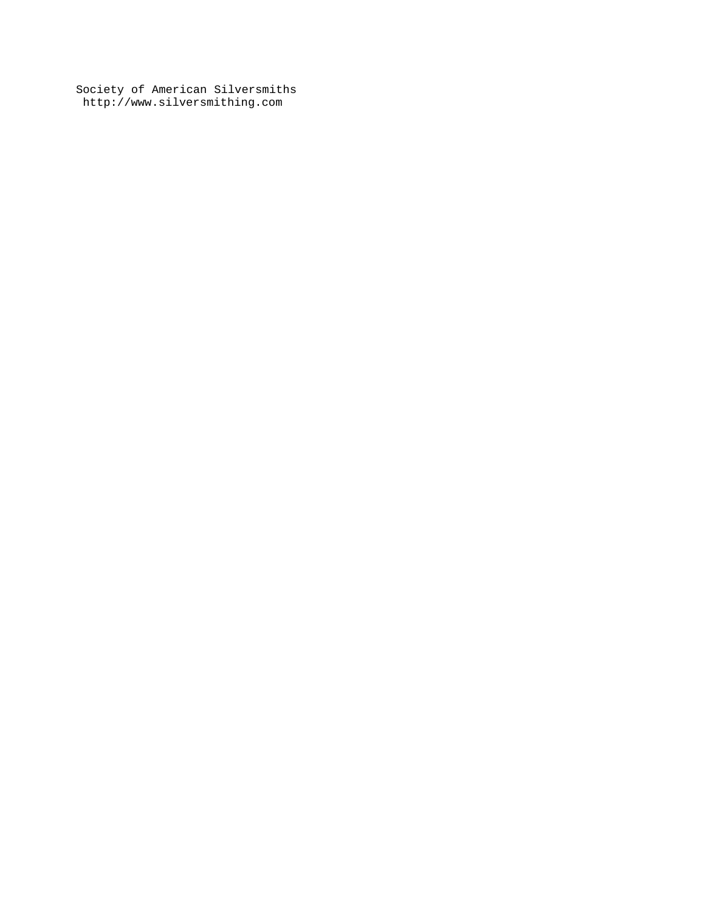Society of American Silversmiths
http://www.silversmithing.com